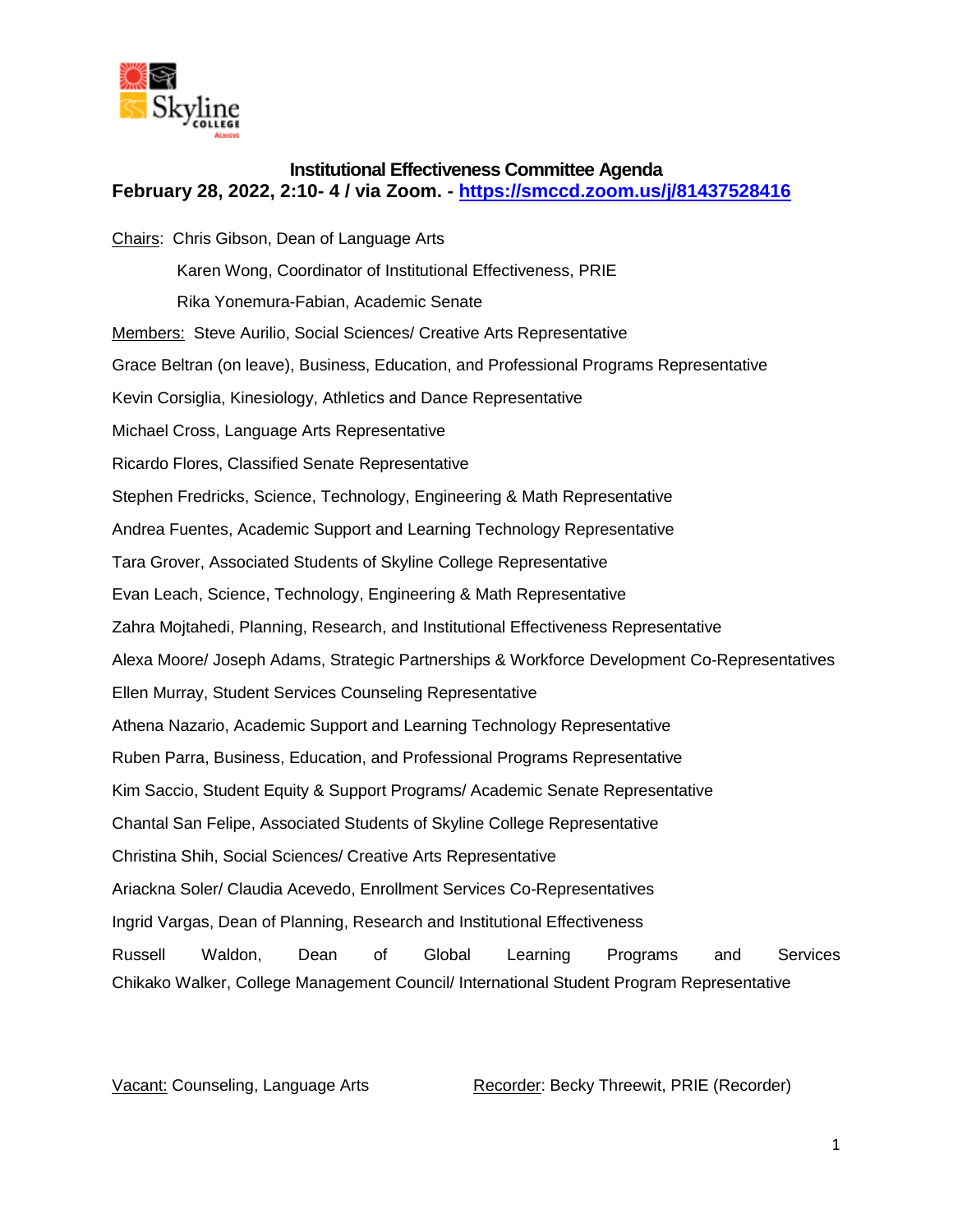# Institutional Effectiveness Committee Agenda

**February 28, 2022, 2:10- 4 / via Zoom. - [https://smccd.zoom.us/j/81437528416](https://smccd.zoom.us/j/81437528416)**

Chairs: Chris Gibson, Dean of Language Arts

Karen Wong, Coordinator of Institutional Effectiveness, PRIE

Rika Yonemura-Fabian, Academic Senate

Members: Steve Aurilio, Social Sciences/ Creative Arts Representative

Grace Beltran (on leave), Business, Education, and Professional Programs Representative

Kevin Corsiglia, Kinesiology, Athletics and Dance Representative

Michael Cross, Language Arts Representative

Ricardo Flores, Classified Senate Representative

Stephen Fredricks, Science, Technology, Engineering & Math Representative

Andrea Fuentes, Academic Support and Learning Technology Representative

Tara Grover, Associated Students of Skyline College Representative

Evan Leach, Science, Technology, Engineering & Math Representative

Zahra Mojtahedi, Planning, Research, and Institutional Effectiveness Representative

Alexa Moore/ Joseph Adams, Strategic Partnerships & Workforce Development Co-Representatives

Ellen Murray, Student Services Counseling Representative

Athena Nazario, Academic Support and Learning Technology Representative

Ruben Parra, Business, Education, and Professional Programs Representative

Kim Saccio, Student Equity & Support Programs/ Academic Senate Representative

Chantal San Felipe, Associated Students of Skyline College Representative

Christina Shih, Social Sciences/ Creative Arts Representative

Ariackna Soler/ Claudia Acevedo, Enrollment Services Co-Representatives

Ingrid Vargas, Dean of Planning, Research and Institutional Effectiveness

Russell Waldon, Dean of Global Learning Programs and Services

Chikako Walker, College Management Council/ International Student Program Representative

Vacant: Counseling, Language Arts

Recorder: Becky Threewit, PRIE (Recorder)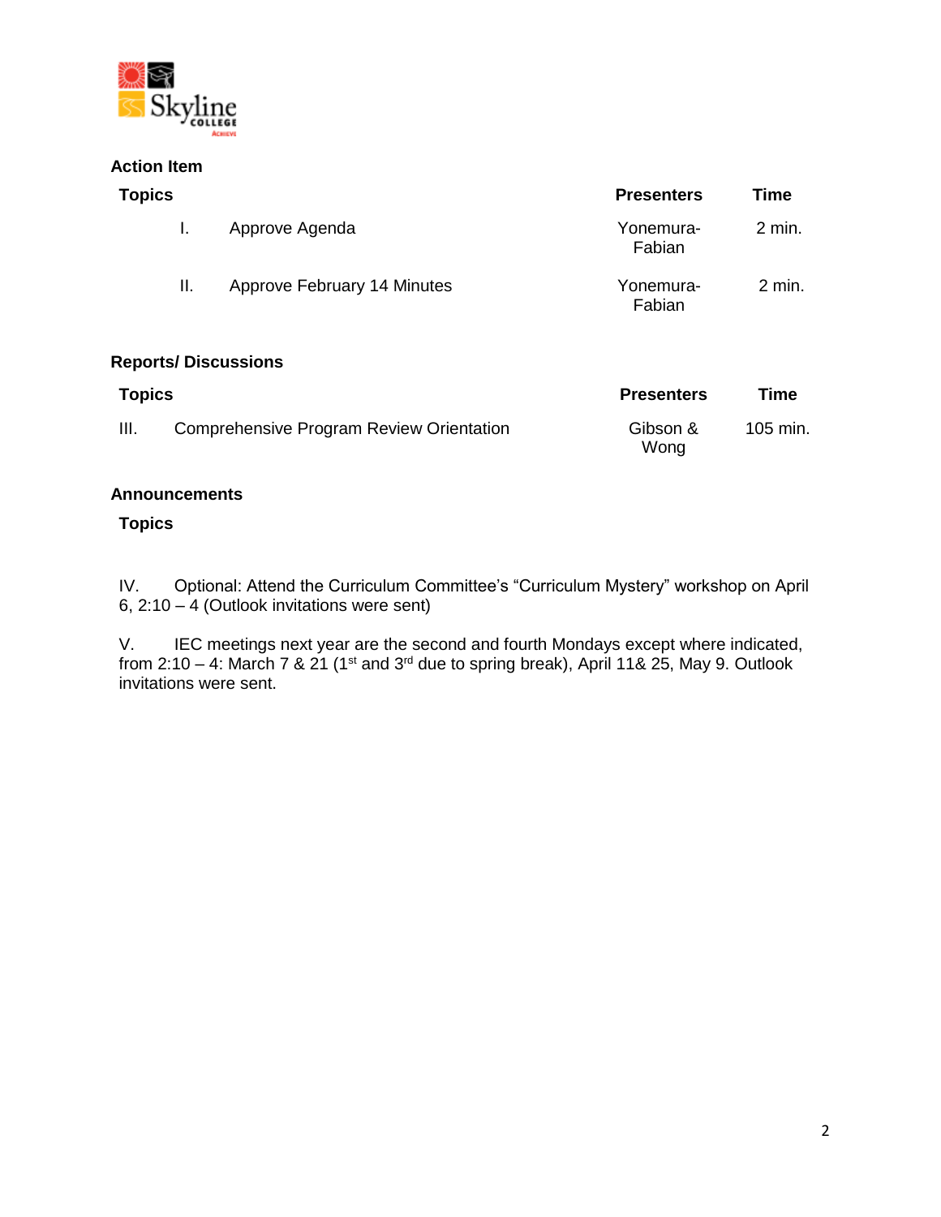## Action Item

| Topics | | Presenters | Time |
|---|---|---|---|
| I. | Approve Agenda | Yonemura-Fabian | 2 min. |
| II. | Approve February 14 Minutes | Yonemura-Fabian | 2 min. |

## Reports/ Discussions

| Topics | | Presenters | Time |
|---|---|---|---|
| III. | Comprehensive Program Review Orientation | Gibson & Wong | 105 min. |

## Announcements

**Topics**

IV. Optional: Attend the Curriculum Committee's "Curriculum Mystery" workshop on April 6, 2:10 – 4 (Outlook invitations were sent)

V. IEC meetings next year are the second and fourth Mondays except where indicated, from 2:10 – 4: March 7 & 21 (1st and 3rd due to spring break), April 11& 25, May 9. Outlook invitations were sent.